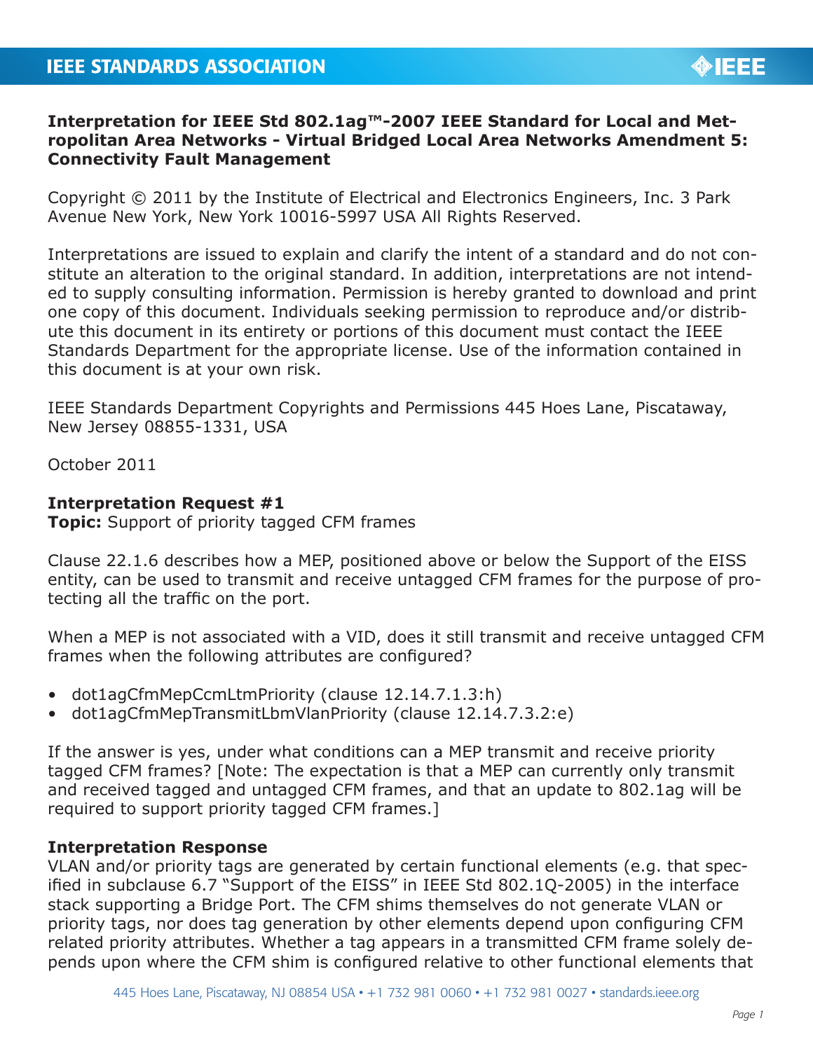**Interpretation for IEEE Std 802.1ag™-2007 IEEE Standard for Local and Metropolitan Area Networks - Virtual Bridged Local Area Networks Amendment 5: Connectivity Fault Management**

Copyright © 2011 by the Institute of Electrical and Electronics Engineers, Inc. 3 Park Avenue New York, New York 10016-5997 USA All Rights Reserved.

Interpretations are issued to explain and clarify the intent of a standard and do not constitute an alteration to the original standard. In addition, interpretations are not intended to supply consulting information. Permission is hereby granted to download and print one copy of this document. Individuals seeking permission to reproduce and/or distribute this document in its entirety or portions of this document must contact the IEEE Standards Department for the appropriate license. Use of the information contained in this document is at your own risk.

IEEE Standards Department Copyrights and Permissions 445 Hoes Lane, Piscataway, New Jersey 08855-1331, USA

October 2011

**Interpretation Request #1**
**Topic:** Support of priority tagged CFM frames

Clause 22.1.6 describes how a MEP, positioned above or below the Support of the EISS entity, can be used to transmit and receive untagged CFM frames for the purpose of protecting all the traffic on the port.

When a MEP is not associated with a VID, does it still transmit and receive untagged CFM frames when the following attributes are configured?

- dot1agCfmMepCcmLtmPriority (clause 12.14.7.1.3:h)
- dot1agCfmMepTransmitLbmVlanPriority (clause 12.14.7.3.2:e)

If the answer is yes, under what conditions can a MEP transmit and receive priority tagged CFM frames? [Note: The expectation is that a MEP can currently only transmit and received tagged and untagged CFM frames, and that an update to 802.1ag will be required to support priority tagged CFM frames.]

**Interpretation Response**
VLAN and/or priority tags are generated by certain functional elements (e.g. that specified in subclause 6.7 "Support of the EISS" in IEEE Std 802.1Q-2005) in the interface stack supporting a Bridge Port. The CFM shims themselves do not generate VLAN or priority tags, nor does tag generation by other elements depend upon configuring CFM related priority attributes. Whether a tag appears in a transmitted CFM frame solely depends upon where the CFM shim is configured relative to other functional elements that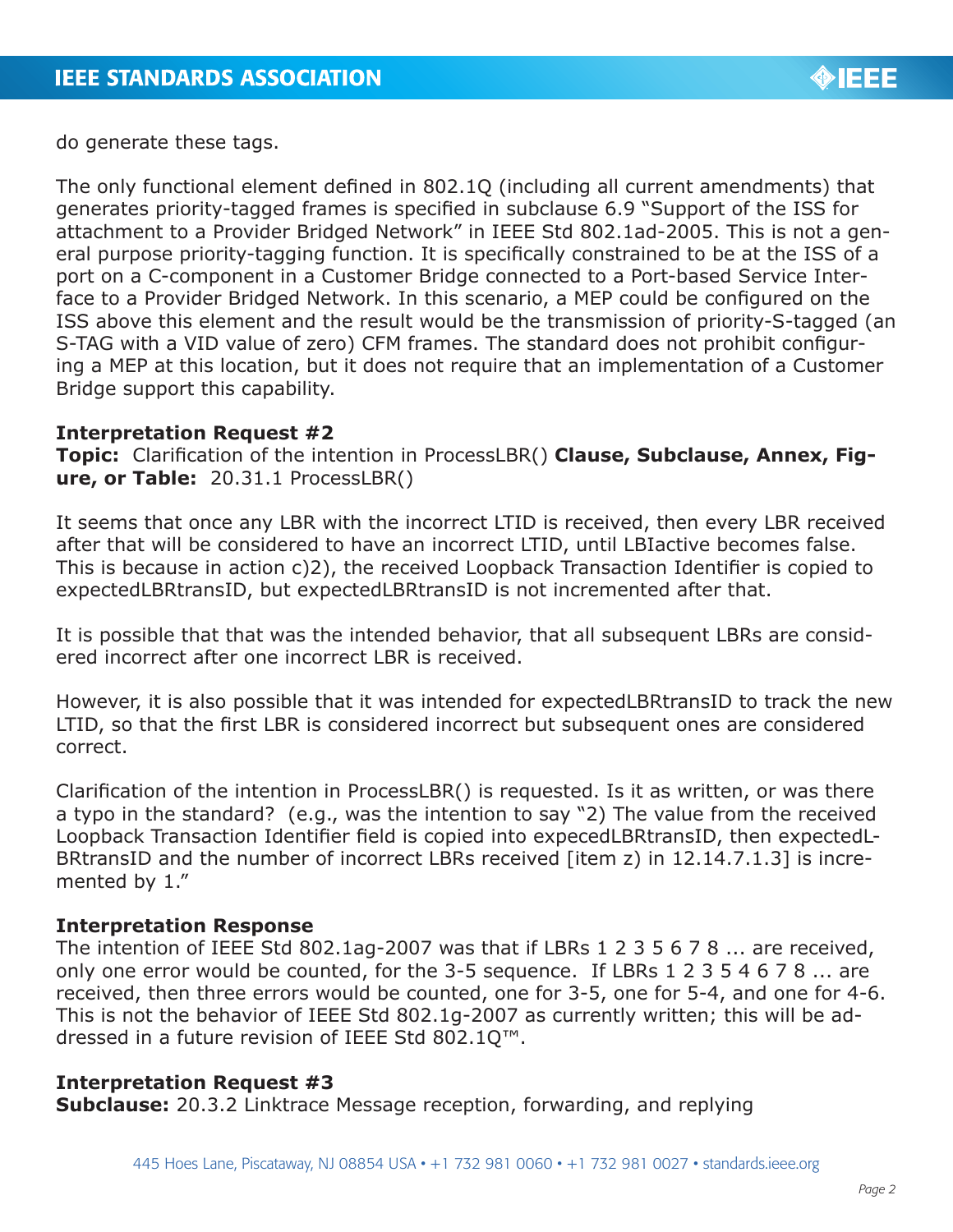do generate these tags.

The only functional element defined in 802.1Q (including all current amendments) that generates priority-tagged frames is specified in subclause 6.9 "Support of the ISS for attachment to a Provider Bridged Network" in IEEE Std 802.1ad-2005. This is not a general purpose priority-tagging function. It is specifically constrained to be at the ISS of a port on a C-component in a Customer Bridge connected to a Port-based Service Interface to a Provider Bridged Network. In this scenario, a MEP could be configured on the ISS above this element and the result would be the transmission of priority-S-tagged (an S-TAG with a VID value of zero) CFM frames. The standard does not prohibit configuring a MEP at this location, but it does not require that an implementation of a Customer Bridge support this capability.

**Interpretation Request #2**
**Topic:** Clarification of the intention in ProcessLBR() **Clause, Subclause, Annex, Figure, or Table:** 20.31.1 ProcessLBR()

It seems that once any LBR with the incorrect LTID is received, then every LBR received after that will be considered to have an incorrect LTID, until LBIactive becomes false. This is because in action c)2), the received Loopback Transaction Identifier is copied to expectedLBRtransID, but expectedLBRtransID is not incremented after that.

It is possible that that was the intended behavior, that all subsequent LBRs are considered incorrect after one incorrect LBR is received.

However, it is also possible that it was intended for expectedLBRtransID to track the new LTID, so that the first LBR is considered incorrect but subsequent ones are considered correct.

Clarification of the intention in ProcessLBR() is requested. Is it as written, or was there a typo in the standard? (e.g., was the intention to say "2) The value from the received Loopback Transaction Identifier field is copied into expecedLBRtransID, then expectedLBRtransID and the number of incorrect LBRs received [item z) in 12.14.7.1.3] is incremented by 1."

**Interpretation Response**
The intention of IEEE Std 802.1ag-2007 was that if LBRs 1 2 3 5 6 7 8 ... are received, only one error would be counted, for the 3-5 sequence. If LBRs 1 2 3 5 4 6 7 8 ... are received, then three errors would be counted, one for 3-5, one for 5-4, and one for 4-6. This is not the behavior of IEEE Std 802.1g-2007 as currently written; this will be addressed in a future revision of IEEE Std 802.1Q™.

**Interpretation Request #3**
**Subclause:** 20.3.2 Linktrace Message reception, forwarding, and replying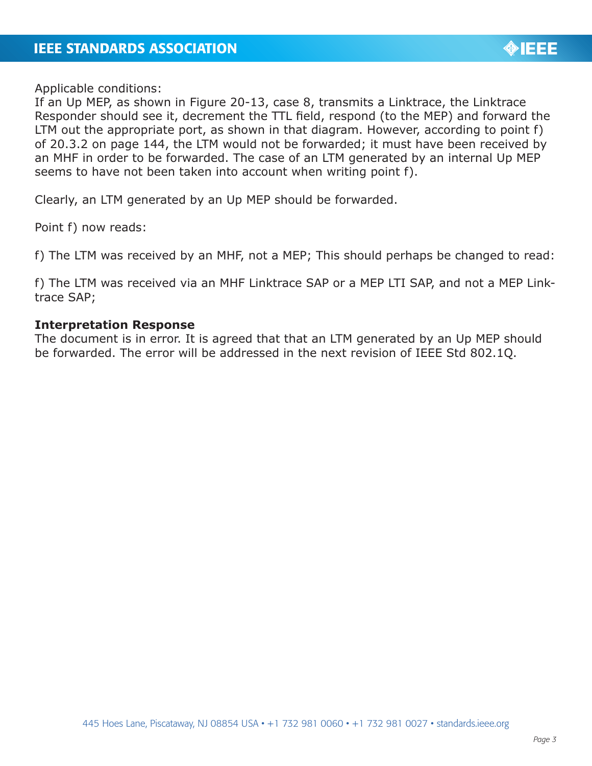Applicable conditions:
If an Up MEP, as shown in Figure 20-13, case 8, transmits a Linktrace, the Linktrace Responder should see it, decrement the TTL field, respond (to the MEP) and forward the LTM out the appropriate port, as shown in that diagram. However, according to point f) of 20.3.2 on page 144, the LTM would not be forwarded; it must have been received by an MHF in order to be forwarded. The case of an LTM generated by an internal Up MEP seems to have not been taken into account when writing point f).

Clearly, an LTM generated by an Up MEP should be forwarded.

Point f) now reads:

f) The LTM was received by an MHF, not a MEP; This should perhaps be changed to read:

f) The LTM was received via an MHF Linktrace SAP or a MEP LTI SAP, and not a MEP Linktrace SAP;

**Interpretation Response**
The document is in error. It is agreed that that an LTM generated by an Up MEP should be forwarded. The error will be addressed in the next revision of IEEE Std 802.1Q.